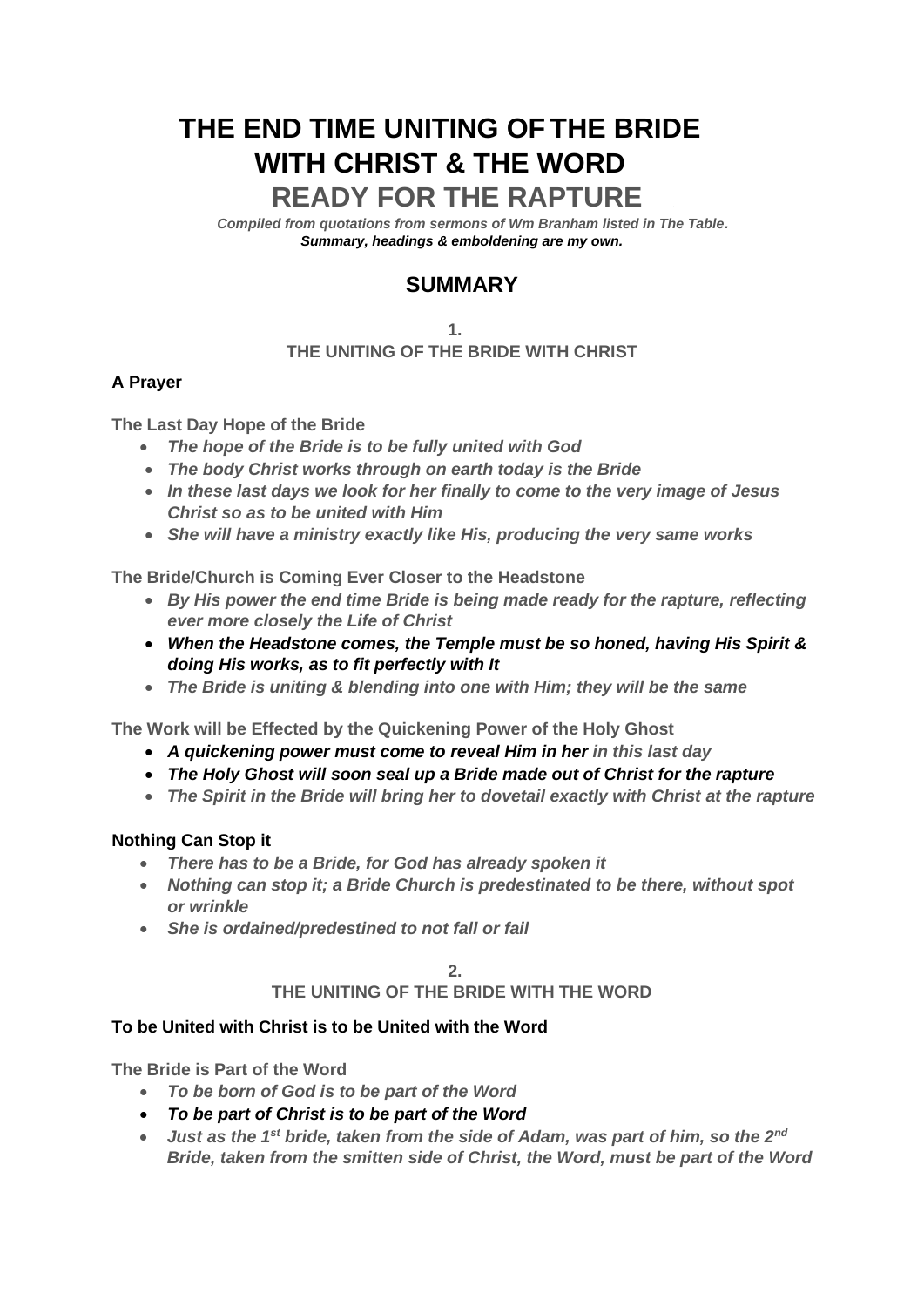# THE END TIME UNITING OF THE BRIDE WITH CHRIST & THE WORD

## READY FOR THE RAPTURE

***Compiled from quotations from sermons of Wm Branham listed in The Table.***
***Summary, headings & emboldening are my own.***

## SUMMARY

### 1.
### THE UNITING OF THE BRIDE WITH CHRIST

**A Prayer**

**The Last Day Hope of the Bride**

- ***The hope of the Bride is to be fully united with God***
- ***The body Christ works through on earth today is the Bride***
- ***In these last days we look for her finally to come to the very image of Jesus Christ so as to be united with Him***
- ***She will have a ministry exactly like His, producing the very same works***

**The Bride/Church is Coming Ever Closer to the Headstone**

- ***By His power the end time Bride is being made ready for the rapture, reflecting ever more closely the Life of Christ***
- ***When the Headstone comes, the Temple must be so honed, having His Spirit & doing His works, as to fit perfectly with It***
- ***The Bride is uniting & blending into one with Him; they will be the same***

**The Work will be Effected by the Quickening Power of the Holy Ghost**

- ***A quickening power must come to reveal Him in her in this last day***
- ***The Holy Ghost will soon seal up a Bride made out of Christ for the rapture***
- ***The Spirit in the Bride will bring her to dovetail exactly with Christ at the rapture***

**Nothing Can Stop it**

- ***There has to be a Bride, for God has already spoken it***
- ***Nothing can stop it; a Bride Church is predestinated to be there, without spot or wrinkle***
- ***She is ordained/predestined to not fall or fail***

### 2.
### THE UNITING OF THE BRIDE WITH THE WORD

**To be United with Christ is to be United with the Word**

**The Bride is Part of the Word**

- ***To be born of God is to be part of the Word***
- ***To be part of Christ is to be part of the Word***
- ***Just as the 1st bride, taken from the side of Adam, was part of him, so the 2nd Bride, taken from the smitten side of Christ, the Word, must be part of the Word***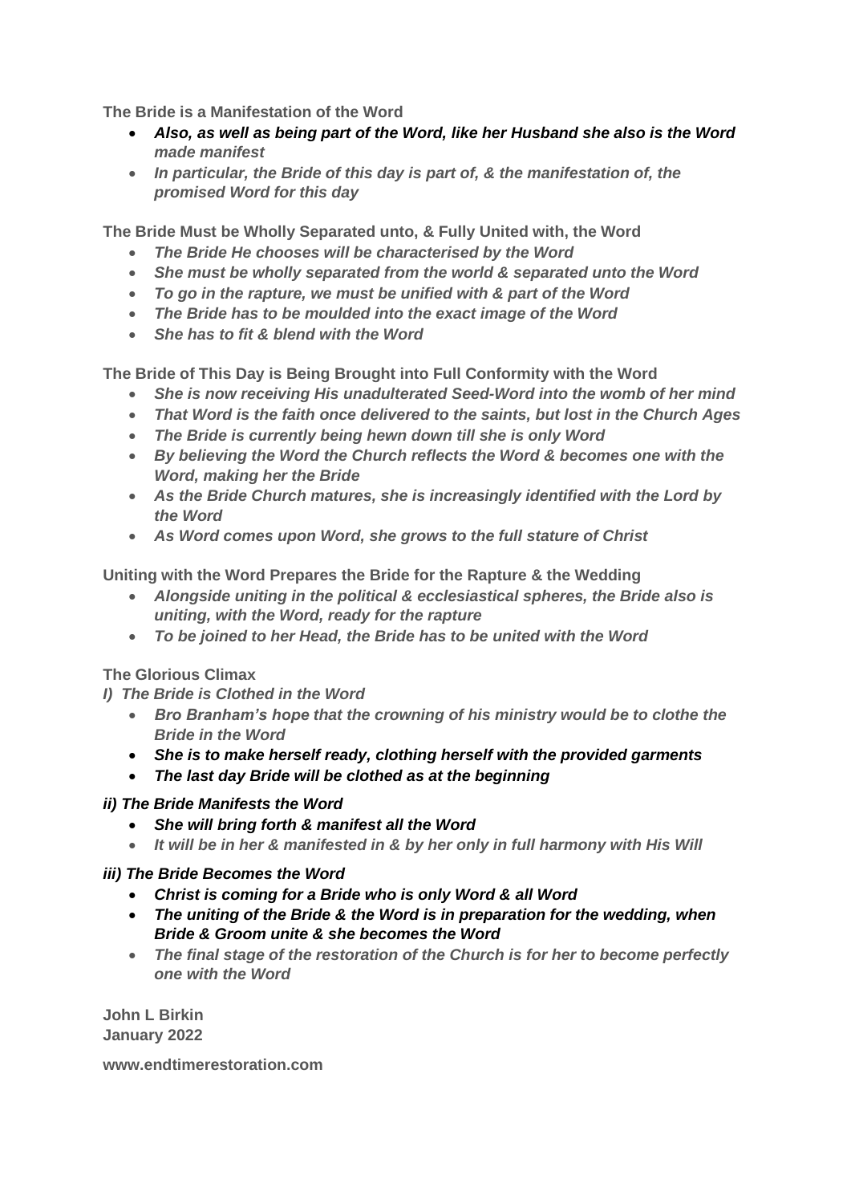**The Bride is a Manifestation of the Word**

- ***Also, as well as being part of the Word, like her Husband she also is the Word made manifest***
- ***In particular, the Bride of this day is part of, & the manifestation of, the promised Word for this day***

**The Bride Must be Wholly Separated unto, & Fully United with, the Word**

- ***The Bride He chooses will be characterised by the Word***
- ***She must be wholly separated from the world & separated unto the Word***
- ***To go in the rapture, we must be unified with & part of the Word***
- ***The Bride has to be moulded into the exact image of the Word***
- ***She has to fit & blend with the Word***

**The Bride of This Day is Being Brought into Full Conformity with the Word**

- ***She is now receiving His unadulterated Seed-Word into the womb of her mind***
- ***That Word is the faith once delivered to the saints, but lost in the Church Ages***
- ***The Bride is currently being hewn down till she is only Word***
- ***By believing the Word the Church reflects the Word & becomes one with the Word, making her the Bride***
- ***As the Bride Church matures, she is increasingly identified with the Lord by the Word***
- ***As Word comes upon Word, she grows to the full stature of Christ***

**Uniting with the Word Prepares the Bride for the Rapture & the Wedding**

- ***Alongside uniting in the political & ecclesiastical spheres, the Bride also is uniting, with the Word, ready for the rapture***
- ***To be joined to her Head, the Bride has to be united with the Word***

**The Glorious Climax**

***I) The Bride is Clothed in the Word***

- ***Bro Branham's hope that the crowning of his ministry would be to clothe the Bride in the Word***
- ***She is to make herself ready, clothing herself with the provided garments***
- ***The last day Bride will be clothed as at the beginning***

***ii) The Bride Manifests the Word***

- ***She will bring forth & manifest all the Word***
- ***It will be in her & manifested in & by her only in full harmony with His Will***

***iii) The Bride Becomes the Word***

- ***Christ is coming for a Bride who is only Word & all Word***
- ***The uniting of the Bride & the Word is in preparation for the wedding, when Bride & Groom unite & she becomes the Word***
- ***The final stage of the restoration of the Church is for her to become perfectly one with the Word***

**John L Birkin**
**January 2022**

**www.endtimerestoration.com**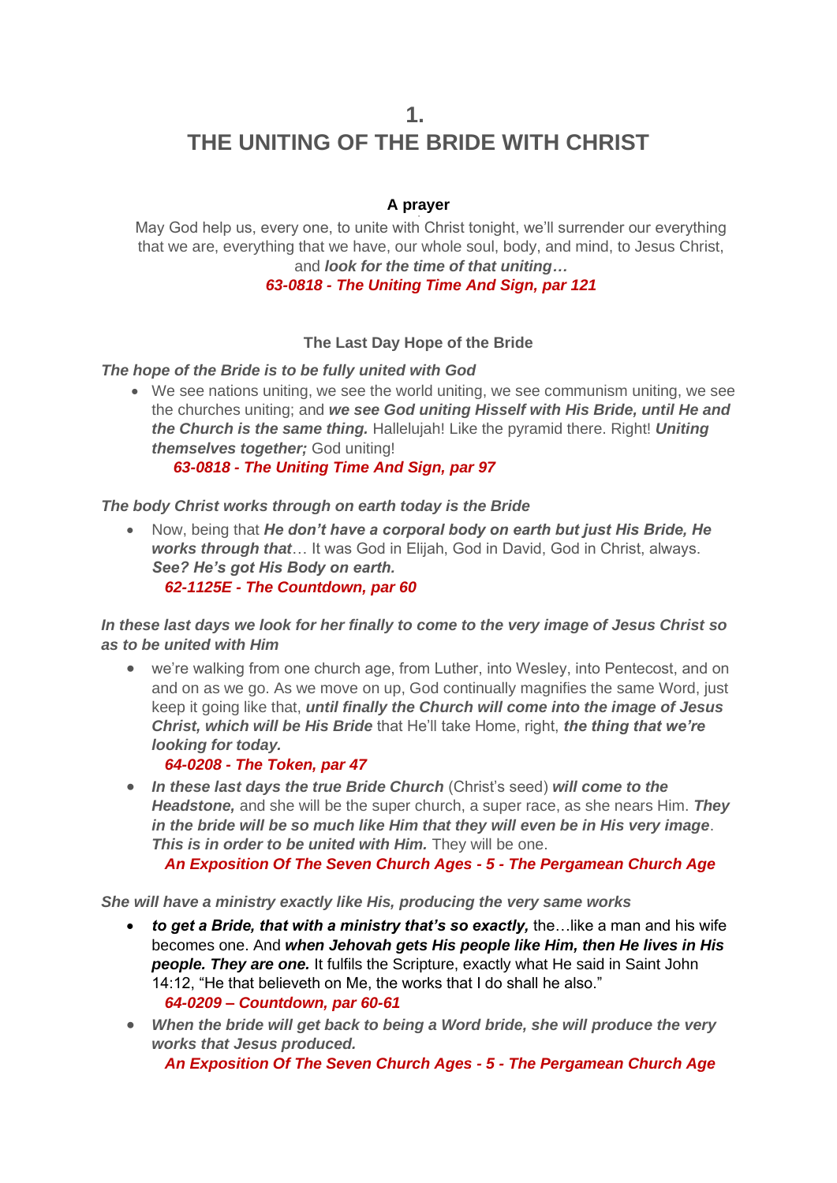# 1.
# THE UNITING OF THE BRIDE WITH CHRIST

**A prayer**

May God help us, every one, to unite with Christ tonight, we'll surrender our everything that we are, everything that we have, our whole soul, body, and mind, to Jesus Christ, and ***look for the time of that uniting…***
***63-0818 - The Uniting Time And Sign, par 121***

**The Last Day Hope of the Bride**

***The hope of the Bride is to be fully united with God***

- We see nations uniting, we see the world uniting, we see communism uniting, we see the churches uniting; and ***we see God uniting Hisself with His Bride, until He and the Church is the same thing.*** Hallelujah! Like the pyramid there. Right! ***Uniting themselves together;*** God uniting!
  ***63-0818 - The Uniting Time And Sign, par 97***

***The body Christ works through on earth today is the Bride***

- Now, being that ***He don't have a corporal body on earth but just His Bride, He works through that***… It was God in Elijah, God in David, God in Christ, always. ***See? He's got His Body on earth.***
  ***62-1125E - The Countdown, par 60***

***In these last days we look for her finally to come to the very image of Jesus Christ so as to be united with Him***

- we're walking from one church age, from Luther, into Wesley, into Pentecost, and on and on as we go. As we move on up, God continually magnifies the same Word, just keep it going like that, ***until finally the Church will come into the image of Jesus Christ, which will be His Bride*** that He'll take Home, right, ***the thing that we're looking for today.***
  ***64-0208 - The Token, par 47***
- ***In these last days the true Bride Church*** (Christ's seed) ***will come to the Headstone,*** and she will be the super church, a super race, as she nears Him. ***They in the bride will be so much like Him that they will even be in His very image. This is in order to be united with Him.*** They will be one.
  ***An Exposition Of The Seven Church Ages - 5 - The Pergamean Church Age***

***She will have a ministry exactly like His, producing the very same works***

- ***to get a Bride, that with a ministry that's so exactly,*** the…like a man and his wife becomes one. And ***when Jehovah gets His people like Him, then He lives in His people. They are one.*** It fulfils the Scripture, exactly what He said in Saint John 14:12, "He that believeth on Me, the works that I do shall he also."
  ***64-0209 – Countdown, par 60-61***
- ***When the bride will get back to being a Word bride, she will produce the very works that Jesus produced.***
  ***An Exposition Of The Seven Church Ages - 5 - The Pergamean Church Age***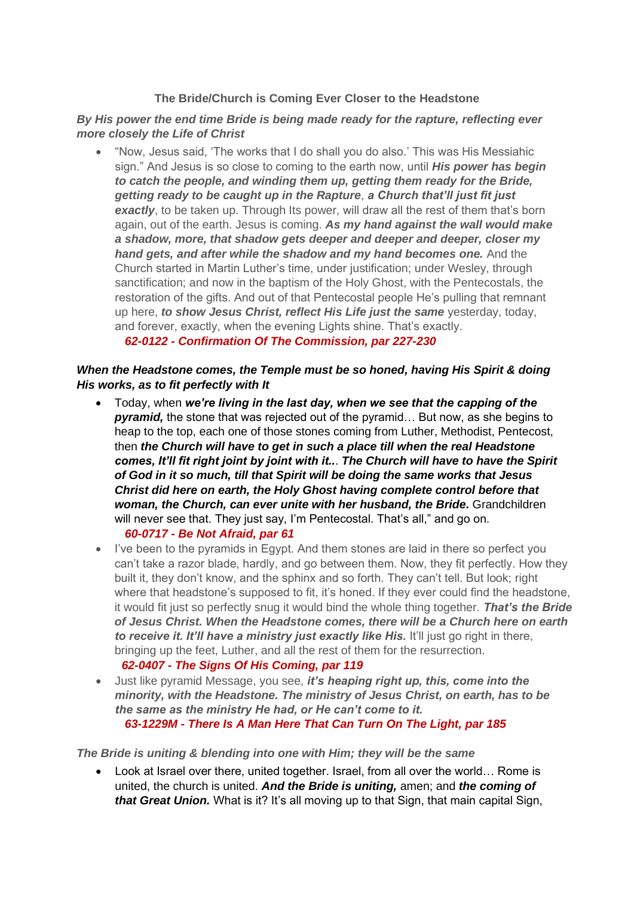**The Bride/Church is Coming Ever Closer to the Headstone**

***By His power the end time Bride is being made ready for the rapture, reflecting ever more closely the Life of Christ***

- "Now, Jesus said, 'The works that I do shall you do also.' This was His Messiahic sign." And Jesus is so close to coming to the earth now, until ***His power has begin to catch the people, and winding them up, getting them ready for the Bride, getting ready to be caught up in the Rapture***, ***a Church that'll just fit just exactly***, to be taken up. Through Its power, will draw all the rest of them that's born again, out of the earth. Jesus is coming. ***As my hand against the wall would make a shadow, more, that shadow gets deeper and deeper and deeper, closer my hand gets, and after while the shadow and my hand becomes one.*** And the Church started in Martin Luther's time, under justification; under Wesley, through sanctification; and now in the baptism of the Holy Ghost, with the Pentecostals, the restoration of the gifts. And out of that Pentecostal people He's pulling that remnant up here, ***to show Jesus Christ, reflect His Life just the same*** yesterday, today, and forever, exactly, when the evening Lights shine. That's exactly.
  ***62-0122 - Confirmation Of The Commission, par 227-230***

***When the Headstone comes, the Temple must be so honed, having His Spirit & doing His works, as to fit perfectly with It***

- Today, when ***we're living in the last day, when we see that the capping of the pyramid,*** the stone that was rejected out of the pyramid… But now, as she begins to heap to the top, each one of those stones coming from Luther, Methodist, Pentecost, then ***the Church will have to get in such a place till when the real Headstone comes, It'll fit right joint by joint with it..***. ***The Church will have to have the Spirit of God in it so much, till that Spirit will be doing the same works that Jesus Christ did here on earth, the Holy Ghost having complete control before that woman, the Church, can ever unite with her husband, the Bride.*** Grandchildren will never see that. They just say, I'm Pentecostal. That's all," and go on.
  ***60-0717 - Be Not Afraid, par 61***
- I've been to the pyramids in Egypt. And them stones are laid in there so perfect you can't take a razor blade, hardly, and go between them. Now, they fit perfectly. How they built it, they don't know, and the sphinx and so forth. They can't tell. But look; right where that headstone's supposed to fit, it's honed. If they ever could find the headstone, it would fit just so perfectly snug it would bind the whole thing together. ***That's the Bride of Jesus Christ. When the Headstone comes, there will be a Church here on earth to receive it. It'll have a ministry just exactly like His.*** It'll just go right in there, bringing up the feet, Luther, and all the rest of them for the resurrection.
  ***62-0407 - The Signs Of His Coming, par 119***
- Just like pyramid Message, you see, ***it's heaping right up, this, come into the minority, with the Headstone. The ministry of Jesus Christ, on earth, has to be the same as the ministry He had, or He can't come to it.***
  ***63-1229M - There Is A Man Here That Can Turn On The Light, par 185***

***The Bride is uniting & blending into one with Him; they will be the same***

- Look at Israel over there, united together. Israel, from all over the world… Rome is united, the church is united. ***And the Bride is uniting,*** amen; and ***the coming of that Great Union.*** What is it? It's all moving up to that Sign, that main capital Sign,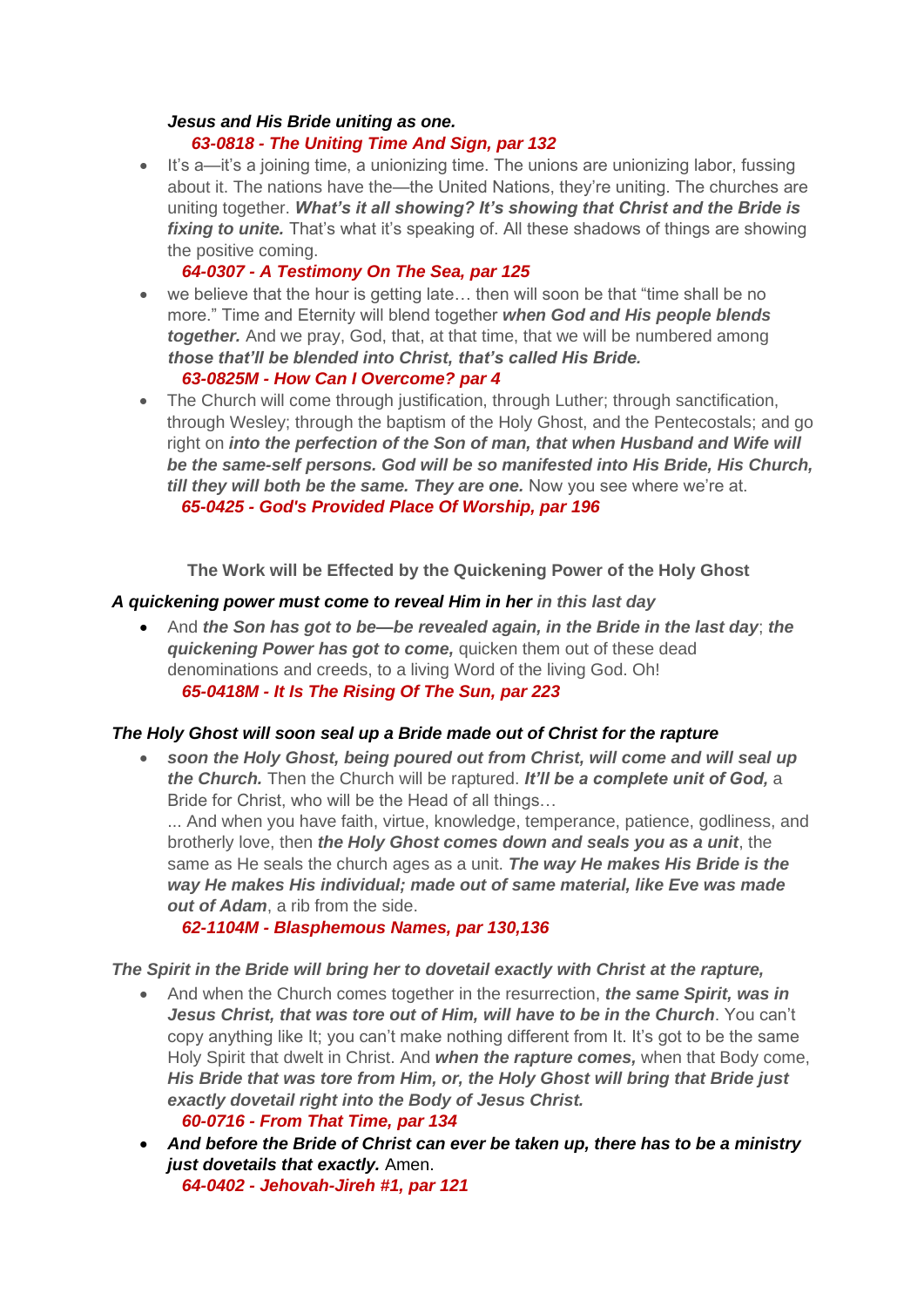***Jesus and His Bride uniting as one.***

***63-0818 - The Uniting Time And Sign, par 132***

- It's a—it's a joining time, a unionizing time. The unions are unionizing labor, fussing about it. The nations have the—the United Nations, they're uniting. The churches are uniting together. ***What's it all showing? It's showing that Christ and the Bride is fixing to unite.*** That's what it's speaking of. All these shadows of things are showing the positive coming.

  ***64-0307 - A Testimony On The Sea, par 125***

- we believe that the hour is getting late… then will soon be that "time shall be no more." Time and Eternity will blend together ***when God and His people blends together.*** And we pray, God, that, at that time, that we will be numbered among ***those that'll be blended into Christ, that's called His Bride.***

  ***63-0825M - How Can I Overcome? par 4***

- The Church will come through justification, through Luther; through sanctification, through Wesley; through the baptism of the Holy Ghost, and the Pentecostals; and go right on ***into the perfection of the Son of man, that when Husband and Wife will be the same-self persons. God will be so manifested into His Bride, His Church, till they will both be the same. They are one.*** Now you see where we're at.

  ***65-0425 - God's Provided Place Of Worship, par 196***

**The Work will be Effected by the Quickening Power of the Holy Ghost**

***A quickening power must come to reveal Him in her in this last day***

- And ***the Son has got to be—be revealed again, in the Bride in the last day***; ***the quickening Power has got to come,*** quicken them out of these dead denominations and creeds, to a living Word of the living God. Oh!

  ***65-0418M - It Is The Rising Of The Sun, par 223***

***The Holy Ghost will soon seal up a Bride made out of Christ for the rapture***

- ***soon the Holy Ghost, being poured out from Christ, will come and will seal up the Church.*** Then the Church will be raptured. ***It'll be a complete unit of God,*** a Bride for Christ, who will be the Head of all things…

  ... And when you have faith, virtue, knowledge, temperance, patience, godliness, and brotherly love, then ***the Holy Ghost comes down and seals you as a unit***, the same as He seals the church ages as a unit. ***The way He makes His Bride is the way He makes His individual; made out of same material, like Eve was made out of Adam***, a rib from the side.

  ***62-1104M - Blasphemous Names, par 130,136***

***The Spirit in the Bride will bring her to dovetail exactly with Christ at the rapture,***

- And when the Church comes together in the resurrection, ***the same Spirit, was in Jesus Christ, that was tore out of Him, will have to be in the Church***. You can't copy anything like It; you can't make nothing different from It. It's got to be the same Holy Spirit that dwelt in Christ. And ***when the rapture comes,*** when that Body come, ***His Bride that was tore from Him, or, the Holy Ghost will bring that Bride just exactly dovetail right into the Body of Jesus Christ.***

  ***60-0716 - From That Time, par 134***

- ***And before the Bride of Christ can ever be taken up, there has to be a ministry just dovetails that exactly.*** Amen.

  ***64-0402 - Jehovah-Jireh #1, par 121***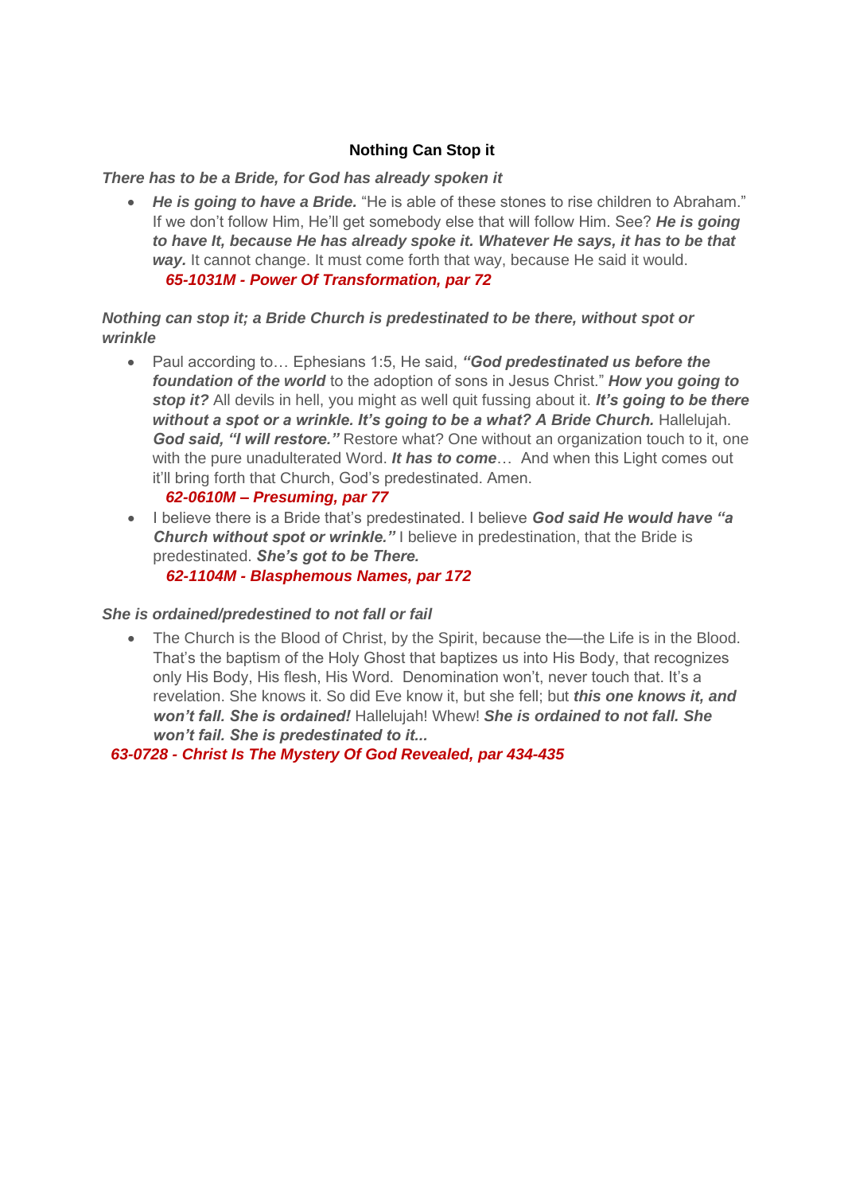## Nothing Can Stop it

***There has to be a Bride, for God has already spoken it***

- ***He is going to have a Bride.*** "He is able of these stones to rise children to Abraham." If we don't follow Him, He'll get somebody else that will follow Him. See? ***He is going to have It, because He has already spoke it. Whatever He says, it has to be that way.*** It cannot change. It must come forth that way, because He said it would.
  ***65-1031M - Power Of Transformation, par 72***

***Nothing can stop it; a Bride Church is predestinated to be there, without spot or wrinkle***

- Paul according to… Ephesians 1:5, He said, ***"God predestinated us before the foundation of the world*** to the adoption of sons in Jesus Christ." ***How you going to stop it?*** All devils in hell, you might as well quit fussing about it. ***It's going to be there without a spot or a wrinkle. It's going to be a what? A Bride Church.*** Hallelujah. ***God said, "I will restore."*** Restore what? One without an organization touch to it, one with the pure unadulterated Word. ***It has to come***… And when this Light comes out it'll bring forth that Church, God's predestinated. Amen.
  ***62-0610M – Presuming, par 77***
- I believe there is a Bride that's predestinated. I believe ***God said He would have "a Church without spot or wrinkle."*** I believe in predestination, that the Bride is predestinated. ***She's got to be There.***
  ***62-1104M - Blasphemous Names, par 172***

***She is ordained/predestined to not fall or fail***

- The Church is the Blood of Christ, by the Spirit, because the—the Life is in the Blood. That's the baptism of the Holy Ghost that baptizes us into His Body, that recognizes only His Body, His flesh, His Word. Denomination won't, never touch that. It's a revelation. She knows it. So did Eve know it, but she fell; but ***this one knows it, and won't fall. She is ordained!*** Hallelujah! Whew! ***She is ordained to not fall. She won't fail. She is predestinated to it...***

***63-0728 - Christ Is The Mystery Of God Revealed, par 434-435***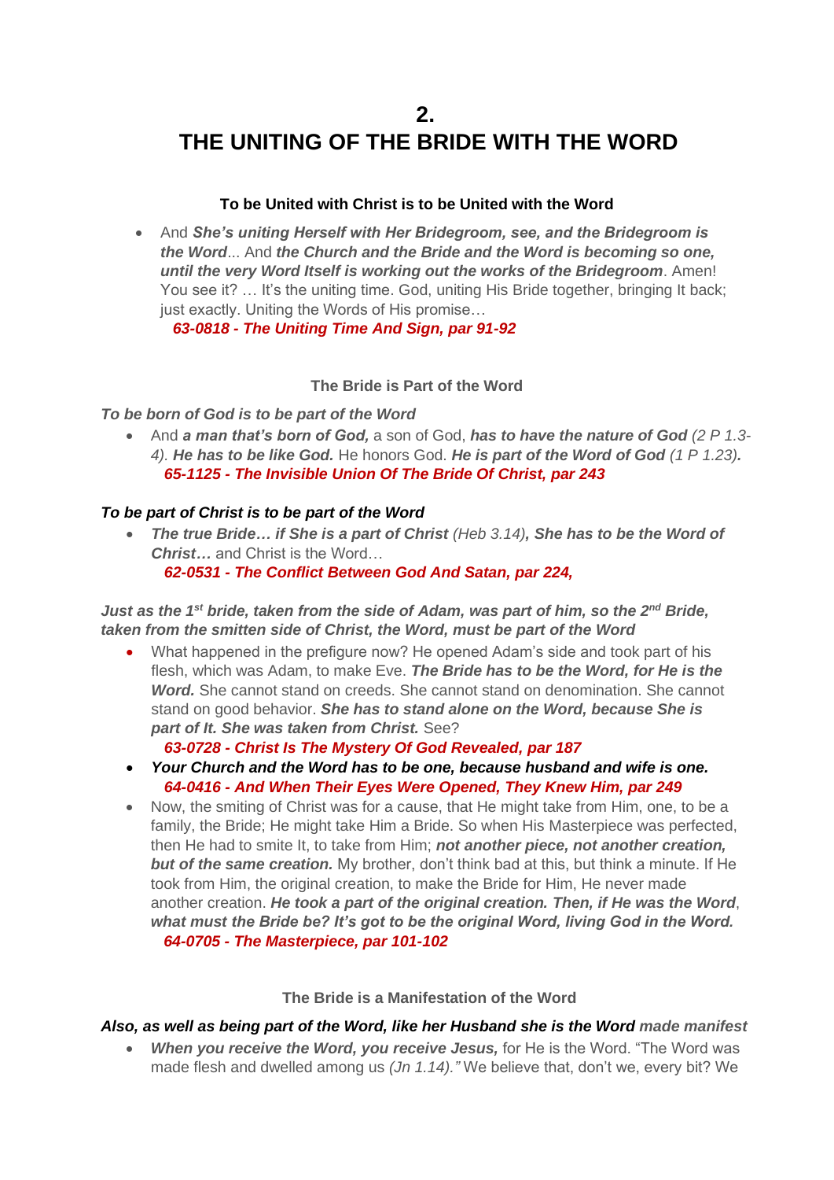# 2.
# THE UNITING OF THE BRIDE WITH THE WORD

### To be United with Christ is to be United with the Word

- And ***She's uniting Herself with Her Bridegroom, see, and the Bridegroom is the Word***... And ***the Church and the Bride and the Word is becoming so one, until the very Word Itself is working out the works of the Bridegroom***. Amen! You see it? … It's the uniting time. God, uniting His Bride together, bringing It back; just exactly. Uniting the Words of His promise…
  ***63-0818 - The Uniting Time And Sign, par 91-92***

### The Bride is Part of the Word

***To be born of God is to be part of the Word***

- And ***a man that's born of God,*** a son of God, ***has to have the nature of God*** *(2 P 1.3-4).* ***He has to be like God.*** He honors God. ***He is part of the Word of God*** *(1 P 1.23)**.***
  ***65-1125 - The Invisible Union Of The Bride Of Christ, par 243***

***To be part of Christ is to be part of the Word***

- ***The true Bride… if She is a part of Christ*** *(Heb 3.14)**, She has to be the Word of Christ…*** and Christ is the Word…
  ***62-0531 - The Conflict Between God And Satan, par 224,***

***Just as the 1st bride, taken from the side of Adam, was part of him, so the 2nd Bride, taken from the smitten side of Christ, the Word, must be part of the Word***

- What happened in the prefigure now? He opened Adam's side and took part of his flesh, which was Adam, to make Eve. ***The Bride has to be the Word, for He is the Word.*** She cannot stand on creeds. She cannot stand on denomination. She cannot stand on good behavior. ***She has to stand alone on the Word, because She is part of It. She was taken from Christ.*** See?
  ***63-0728 - Christ Is The Mystery Of God Revealed, par 187***
- ***Your Church and the Word has to be one, because husband and wife is one.***
  ***64-0416 - And When Their Eyes Were Opened, They Knew Him, par 249***
- Now, the smiting of Christ was for a cause, that He might take from Him, one, to be a family, the Bride; He might take Him a Bride. So when His Masterpiece was perfected, then He had to smite It, to take from Him; ***not another piece, not another creation, but of the same creation.*** My brother, don't think bad at this, but think a minute. If He took from Him, the original creation, to make the Bride for Him, He never made another creation. ***He took a part of the original creation. Then, if He was the Word***, ***what must the Bride be? It's got to be the original Word, living God in the Word.***
  ***64-0705 - The Masterpiece, par 101-102***

### The Bride is a Manifestation of the Word

***Also, as well as being part of the Word, like her Husband she is the Word*** *made manifest*

- ***When you receive the Word, you receive Jesus,*** for He is the Word. "The Word was made flesh and dwelled among us *(Jn 1.14)."* We believe that, don't we, every bit? We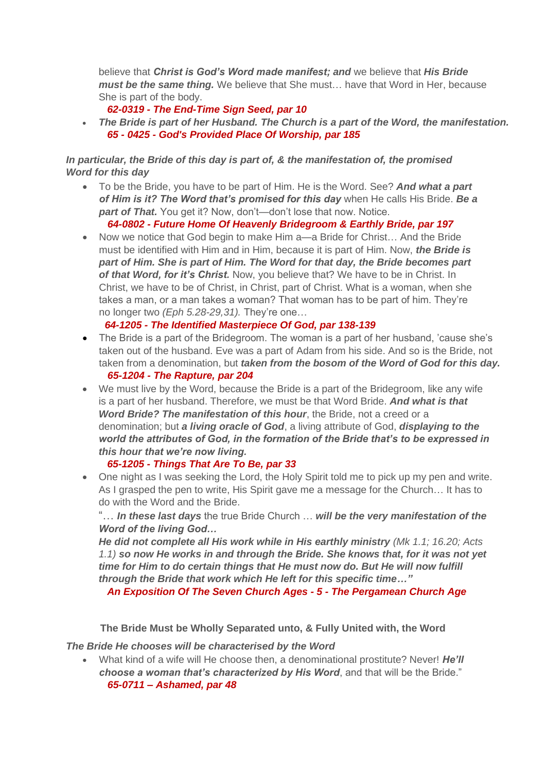believe that ***Christ is God's Word made manifest; and*** we believe that ***His Bride must be the same thing.*** We believe that She must… have that Word in Her, because She is part of the body.

***62-0319 - The End-Time Sign Seed, par 10***

- ***The Bride is part of her Husband. The Church is a part of the Word, the manifestation.***
  ***65 - 0425 - God's Provided Place Of Worship, par 185***

***In particular, the Bride of this day is part of, & the manifestation of, the promised Word for this day***

- To be the Bride, you have to be part of Him. He is the Word. See? ***And what a part of Him is it? The Word that's promised for this day*** when He calls His Bride. ***Be a part of That.*** You get it? Now, don't—don't lose that now. Notice.
  ***64-0802 - Future Home Of Heavenly Bridegroom & Earthly Bride, par 197***
- Now we notice that God begin to make Him a—a Bride for Christ… And the Bride must be identified with Him and in Him, because it is part of Him. Now, ***the Bride is part of Him. She is part of Him. The Word for that day, the Bride becomes part of that Word, for it's Christ.*** Now, you believe that? We have to be in Christ. In Christ, we have to be of Christ, in Christ, part of Christ. What is a woman, when she takes a man, or a man takes a woman? That woman has to be part of him. They're no longer two *(Eph 5.28-29,31).* They're one…
  ***64-1205 - The Identified Masterpiece Of God, par 138-139***
- The Bride is a part of the Bridegroom. The woman is a part of her husband, 'cause she's taken out of the husband. Eve was a part of Adam from his side. And so is the Bride, not taken from a denomination, but ***taken from the bosom of the Word of God for this day.***
  ***65-1204 - The Rapture, par 204***
- We must live by the Word, because the Bride is a part of the Bridegroom, like any wife is a part of her husband. Therefore, we must be that Word Bride. ***And what is that Word Bride? The manifestation of this hour***, the Bride, not a creed or a denomination; but ***a living oracle of God***, a living attribute of God, ***displaying to the world the attributes of God, in the formation of the Bride that's to be expressed in this hour that we're now living.***
  ***65-1205 - Things That Are To Be, par 33***
- One night as I was seeking the Lord, the Holy Spirit told me to pick up my pen and write. As I grasped the pen to write, His Spirit gave me a message for the Church… It has to do with the Word and the Bride.

  "… ***In these last days*** the true Bride Church … ***will be the very manifestation of the Word of the living God…***

  ***He did not complete all His work while in His earthly ministry*** *(Mk 1.1; 16.20; Acts 1.1)* ***so now He works in and through the Bride. She knows that, for it was not yet time for Him to do certain things that He must now do. But He will now fulfill through the Bride that work which He left for this specific time…"***

  ***An Exposition Of The Seven Church Ages - 5 - The Pergamean Church Age***

**The Bride Must be Wholly Separated unto, & Fully United with, the Word**

***The Bride He chooses will be characterised by the Word***

- What kind of a wife will He choose then, a denominational prostitute? Never! ***He'll choose a woman that's characterized by His Word***, and that will be the Bride."
  ***65-0711 – Ashamed, par 48***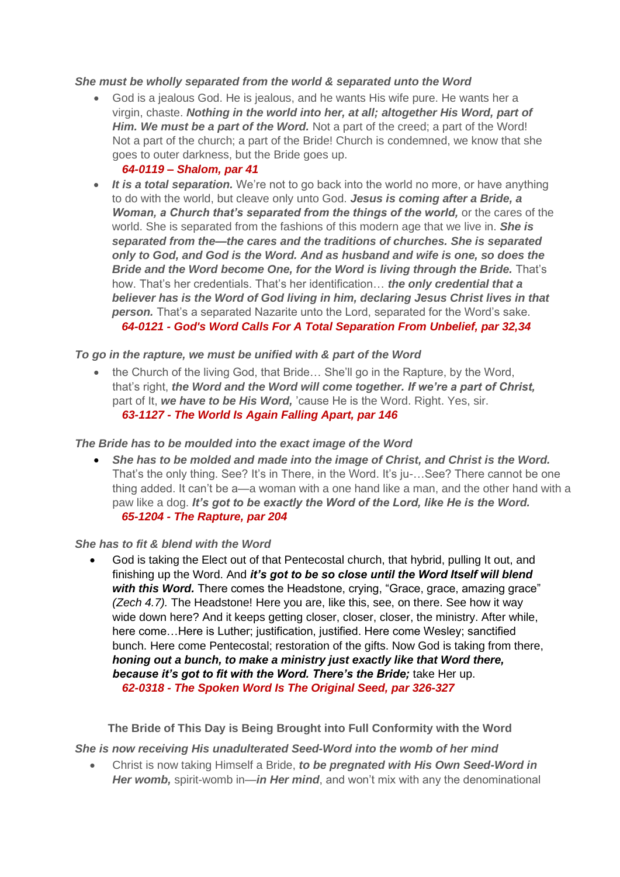***She must be wholly separated from the world & separated unto the Word***

- God is a jealous God. He is jealous, and he wants His wife pure. He wants her a virgin, chaste. ***Nothing in the world into her, at all; altogether His Word, part of Him. We must be a part of the Word.*** Not a part of the creed; a part of the Word! Not a part of the church; a part of the Bride! Church is condemned, we know that she goes to outer darkness, but the Bride goes up.
  ***64-0119 – Shalom, par 41***
- ***It is a total separation.*** We're not to go back into the world no more, or have anything to do with the world, but cleave only unto God. ***Jesus is coming after a Bride, a Woman, a Church that's separated from the things of the world,*** or the cares of the world. She is separated from the fashions of this modern age that we live in. ***She is separated from the—the cares and the traditions of churches. She is separated only to God, and God is the Word. And as husband and wife is one, so does the Bride and the Word become One, for the Word is living through the Bride.*** That's how. That's her credentials. That's her identification… ***the only credential that a believer has is the Word of God living in him, declaring Jesus Christ lives in that person.*** That's a separated Nazarite unto the Lord, separated for the Word's sake.
  ***64-0121 - God's Word Calls For A Total Separation From Unbelief, par 32,34***

***To go in the rapture, we must be unified with & part of the Word***

- the Church of the living God, that Bride… She'll go in the Rapture, by the Word, that's right, ***the Word and the Word will come together. If we're a part of Christ,*** part of It, ***we have to be His Word,*** 'cause He is the Word. Right. Yes, sir.
  ***63-1127 - The World Is Again Falling Apart, par 146***

***The Bride has to be moulded into the exact image of the Word***

- ***She has to be molded and made into the image of Christ, and Christ is the Word.*** That's the only thing. See? It's in There, in the Word. It's ju-…See? There cannot be one thing added. It can't be a—a woman with a one hand like a man, and the other hand with a paw like a dog. ***It's got to be exactly the Word of the Lord, like He is the Word.***
  ***65-1204 - The Rapture, par 204***

***She has to fit & blend with the Word***

- God is taking the Elect out of that Pentecostal church, that hybrid, pulling It out, and finishing up the Word. And ***it's got to be so close until the Word Itself will blend with this Word.*** There comes the Headstone, crying, "Grace, grace, amazing grace" *(Zech 4.7).* The Headstone! Here you are, like this, see, on there. See how it way wide down here? And it keeps getting closer, closer, closer, the ministry. After while, here come…Here is Luther; justification, justified. Here come Wesley; sanctified bunch. Here come Pentecostal; restoration of the gifts. Now God is taking from there, ***honing out a bunch, to make a ministry just exactly like that Word there, because it's got to fit with the Word. There's the Bride;*** take Her up.
  ***62-0318 - The Spoken Word Is The Original Seed, par 326-327***

**The Bride of This Day is Being Brought into Full Conformity with the Word**

***She is now receiving His unadulterated Seed-Word into the womb of her mind***

- Christ is now taking Himself a Bride, ***to be pregnated with His Own Seed-Word in Her womb,*** spirit-womb in—***in Her mind***, and won't mix with any the denominational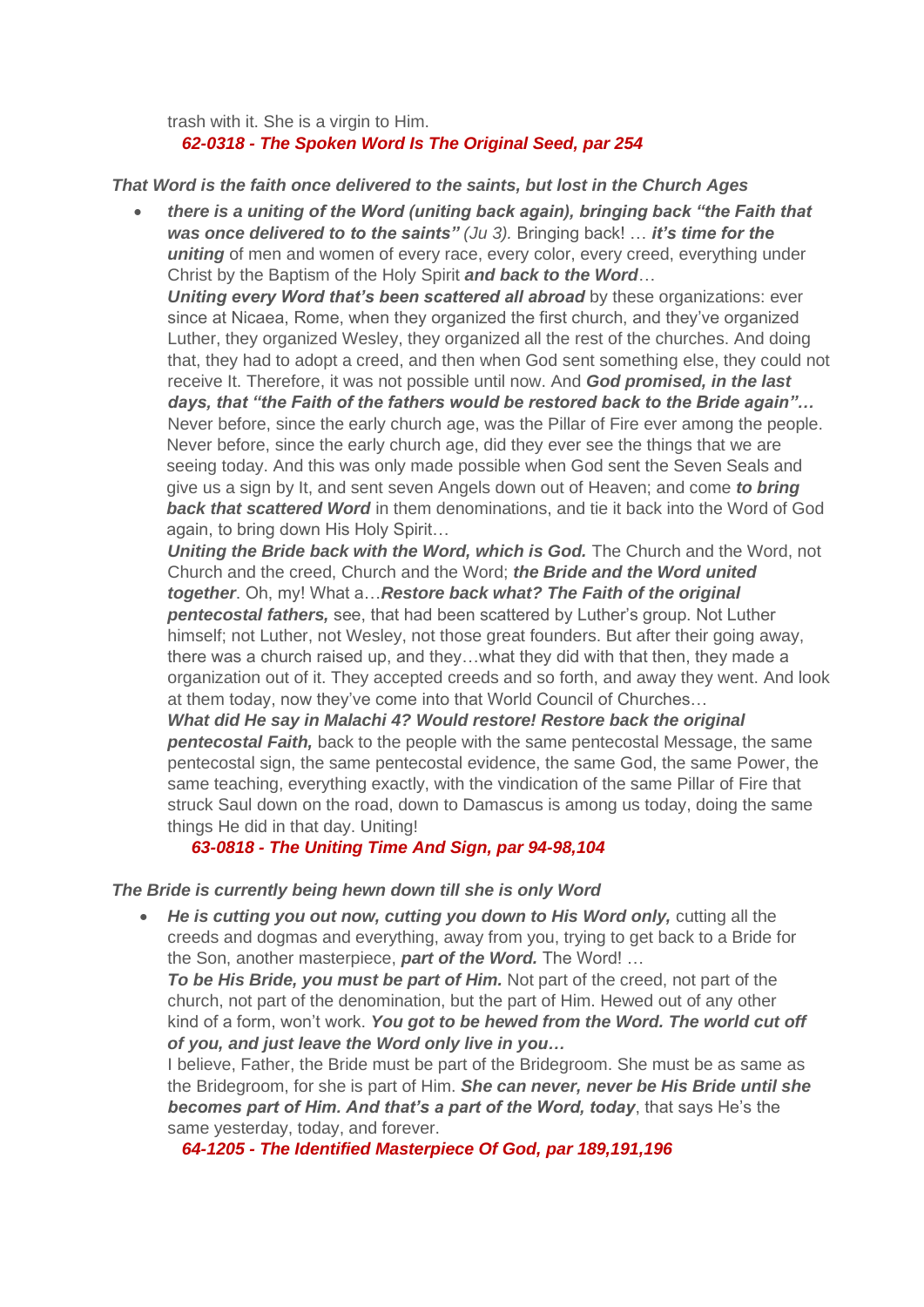trash with it. She is a virgin to Him.

***62-0318 - The Spoken Word Is The Original Seed, par 254***

***That Word is the faith once delivered to the saints, but lost in the Church Ages***

- ***there is a uniting of the Word (uniting back again), bringing back "the Faith that was once delivered to to the saints"*** *(Ju 3).* Bringing back! … ***it's time for the uniting*** of men and women of every race, every color, every creed, everything under Christ by the Baptism of the Holy Spirit ***and back to the Word***…

  ***Uniting every Word that's been scattered all abroad*** by these organizations: ever since at Nicaea, Rome, when they organized the first church, and they've organized Luther, they organized Wesley, they organized all the rest of the churches. And doing that, they had to adopt a creed, and then when God sent something else, they could not receive It. Therefore, it was not possible until now. And ***God promised, in the last days, that "the Faith of the fathers would be restored back to the Bride again"…*** Never before, since the early church age, was the Pillar of Fire ever among the people. Never before, since the early church age, did they ever see the things that we are seeing today. And this was only made possible when God sent the Seven Seals and give us a sign by It, and sent seven Angels down out of Heaven; and come ***to bring back that scattered Word*** in them denominations, and tie it back into the Word of God again, to bring down His Holy Spirit…

  ***Uniting the Bride back with the Word, which is God.*** The Church and the Word, not Church and the creed, Church and the Word; ***the Bride and the Word united together***. Oh, my! What a…***Restore back what? The Faith of the original pentecostal fathers,*** see, that had been scattered by Luther's group. Not Luther himself; not Luther, not Wesley, not those great founders. But after their going away, there was a church raised up, and they…what they did with that then, they made a organization out of it. They accepted creeds and so forth, and away they went. And look at them today, now they've come into that World Council of Churches…

  ***What did He say in Malachi 4? Would restore! Restore back the original pentecostal Faith,*** back to the people with the same pentecostal Message, the same pentecostal sign, the same pentecostal evidence, the same God, the same Power, the same teaching, everything exactly, with the vindication of the same Pillar of Fire that struck Saul down on the road, down to Damascus is among us today, doing the same things He did in that day. Uniting!

  ***63-0818 - The Uniting Time And Sign, par 94-98,104***

***The Bride is currently being hewn down till she is only Word***

- ***He is cutting you out now, cutting you down to His Word only,*** cutting all the creeds and dogmas and everything, away from you, trying to get back to a Bride for the Son, another masterpiece, ***part of the Word.*** The Word! …

  ***To be His Bride, you must be part of Him.*** Not part of the creed, not part of the church, not part of the denomination, but the part of Him. Hewed out of any other kind of a form, won't work. ***You got to be hewed from the Word. The world cut off of you, and just leave the Word only live in you…***

  I believe, Father, the Bride must be part of the Bridegroom. She must be as same as the Bridegroom, for she is part of Him. ***She can never, never be His Bride until she becomes part of Him. And that's a part of the Word, today***, that says He's the same yesterday, today, and forever.

  ***64-1205 - The Identified Masterpiece Of God, par 189,191,196***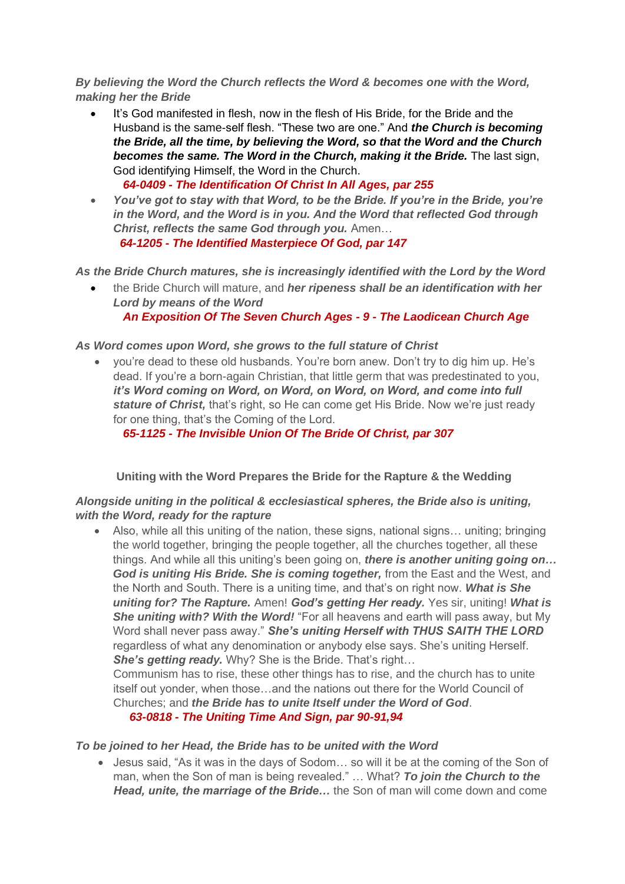***By believing the Word the Church reflects the Word & becomes one with the Word, making her the Bride***

- It's God manifested in flesh, now in the flesh of His Bride, for the Bride and the Husband is the same-self flesh. "These two are one." And ***the Church is becoming the Bride, all the time, by believing the Word, so that the Word and the Church becomes the same. The Word in the Church, making it the Bride.*** The last sign, God identifying Himself, the Word in the Church.
  ***64-0409 - The Identification Of Christ In All Ages, par 255***
- ***You've got to stay with that Word, to be the Bride. If you're in the Bride, you're in the Word, and the Word is in you. And the Word that reflected God through Christ, reflects the same God through you.*** Amen…
  ***64-1205 - The Identified Masterpiece Of God, par 147***

***As the Bride Church matures, she is increasingly identified with the Lord by the Word***

- the Bride Church will mature, and ***her ripeness shall be an identification with her Lord by means of the Word***
  ***An Exposition Of The Seven Church Ages - 9 - The Laodicean Church Age***

***As Word comes upon Word, she grows to the full stature of Christ***

- you're dead to these old husbands. You're born anew. Don't try to dig him up. He's dead. If you're a born-again Christian, that little germ that was predestinated to you, ***it's Word coming on Word, on Word, on Word, on Word, and come into full stature of Christ,*** that's right, so He can come get His Bride. Now we're just ready for one thing, that's the Coming of the Lord.
  ***65-1125 - The Invisible Union Of The Bride Of Christ, par 307***

**Uniting with the Word Prepares the Bride for the Rapture & the Wedding**

***Alongside uniting in the political & ecclesiastical spheres, the Bride also is uniting, with the Word, ready for the rapture***

- Also, while all this uniting of the nation, these signs, national signs… uniting; bringing the world together, bringing the people together, all the churches together, all these things. And while all this uniting's been going on, ***there is another uniting going on… God is uniting His Bride. She is coming together,*** from the East and the West, and the North and South. There is a uniting time, and that's on right now. ***What is She uniting for? The Rapture.*** Amen! ***God's getting Her ready.*** Yes sir, uniting! ***What is She uniting with? With the Word!*** "For all heavens and earth will pass away, but My Word shall never pass away." ***She's uniting Herself with THUS SAITH THE LORD*** regardless of what any denomination or anybody else says. She's uniting Herself. ***She's getting ready.*** Why? She is the Bride. That's right…
  Communism has to rise, these other things has to rise, and the church has to unite itself out yonder, when those…and the nations out there for the World Council of Churches; and ***the Bride has to unite Itself under the Word of God***.
  ***63-0818 - The Uniting Time And Sign, par 90-91,94***

***To be joined to her Head, the Bride has to be united with the Word***

- Jesus said, "As it was in the days of Sodom… so will it be at the coming of the Son of man, when the Son of man is being revealed." … What? ***To join the Church to the Head, unite, the marriage of the Bride…*** the Son of man will come down and come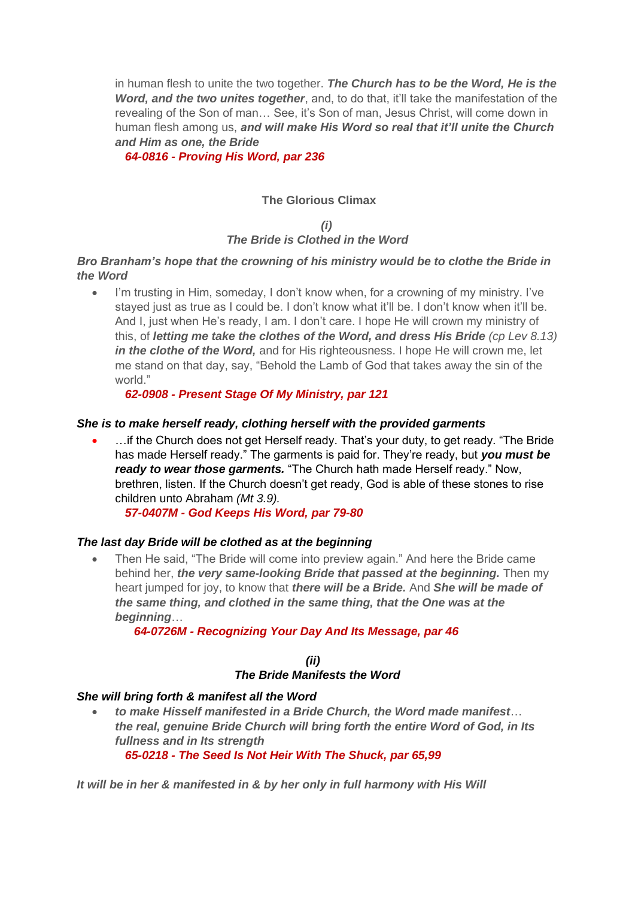in human flesh to unite the two together. ***The Church has to be the Word, He is the Word, and the two unites together***, and, to do that, it'll take the manifestation of the revealing of the Son of man… See, it's Son of man, Jesus Christ, will come down in human flesh among us, ***and will make His Word so real that it'll unite the Church and Him as one, the Bride***

***64-0816 - Proving His Word, par 236***

### The Glorious Climax

#### *(i)*
#### *The Bride is Clothed in the Word*

***Bro Branham's hope that the crowning of his ministry would be to clothe the Bride in the Word***

- I'm trusting in Him, someday, I don't know when, for a crowning of my ministry. I've stayed just as true as I could be. I don't know what it'll be. I don't know when it'll be. And I, just when He's ready, I am. I don't care. I hope He will crown my ministry of this, of ***letting me take the clothes of the Word, and dress His Bride*** *(cp Lev 8.13)* ***in the clothe of the Word,*** and for His righteousness. I hope He will crown me, let me stand on that day, say, "Behold the Lamb of God that takes away the sin of the world."

  ***62-0908 - Present Stage Of My Ministry, par 121***

***She is to make herself ready, clothing herself with the provided garments***

- …if the Church does not get Herself ready. That's your duty, to get ready. "The Bride has made Herself ready." The garments is paid for. They're ready, but ***you must be ready to wear those garments.*** "The Church hath made Herself ready." Now, brethren, listen. If the Church doesn't get ready, God is able of these stones to rise children unto Abraham *(Mt 3.9).*

  ***57-0407M - God Keeps His Word, par 79-80***

***The last day Bride will be clothed as at the beginning***

- Then He said, "The Bride will come into preview again." And here the Bride came behind her, ***the very same-looking Bride that passed at the beginning.*** Then my heart jumped for joy, to know that ***there will be a Bride.*** And ***She will be made of the same thing, and clothed in the same thing, that the One was at the beginning***…

  ***64-0726M - Recognizing Your Day And Its Message, par 46***

#### *(ii)*
#### *The Bride Manifests the Word*

***She will bring forth & manifest all the Word***

- ***to make Hisself manifested in a Bride Church, the Word made manifest***… ***the real, genuine Bride Church will bring forth the entire Word of God, in Its fullness and in Its strength***

  ***65-0218 - The Seed Is Not Heir With The Shuck, par 65,99***

***It will be in her & manifested in & by her only in full harmony with His Will***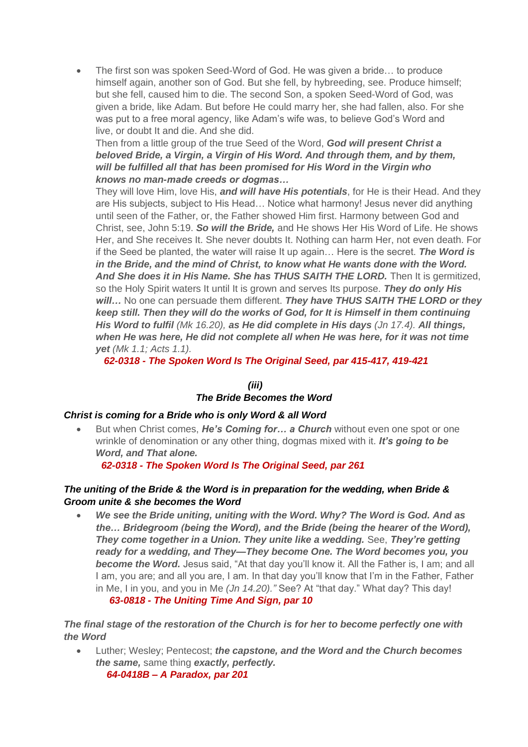- The first son was spoken Seed-Word of God. He was given a bride… to produce himself again, another son of God. But she fell, by hybreeding, see. Produce himself; but she fell, caused him to die. The second Son, a spoken Seed-Word of God, was given a bride, like Adam. But before He could marry her, she had fallen, also. For she was put to a free moral agency, like Adam's wife was, to believe God's Word and live, or doubt It and die. And she did.

  Then from a little group of the true Seed of the Word, ***God will present Christ a beloved Bride, a Virgin, a Virgin of His Word. And through them, and by them, will be fulfilled all that has been promised for His Word in the Virgin who knows no man-made creeds or dogmas…***

  They will love Him, love His, ***and will have His potentials***, for He is their Head. And they are His subjects, subject to His Head… Notice what harmony! Jesus never did anything until seen of the Father, or, the Father showed Him first. Harmony between God and Christ, see, John 5:19. ***So will the Bride,*** and He shows Her His Word of Life. He shows Her, and She receives It. She never doubts It. Nothing can harm Her, not even death. For if the Seed be planted, the water will raise It up again… Here is the secret. ***The Word is in the Bride, and the mind of Christ, to know what He wants done with the Word. And She does it in His Name. She has THUS SAITH THE LORD.*** Then It is germitized, so the Holy Spirit waters It until It is grown and serves Its purpose. ***They do only His will…*** No one can persuade them different. ***They have THUS SAITH THE LORD or they keep still. Then they will do the works of God, for It is Himself in them continuing His Word to fulfil*** *(Mk 16.20),* ***as He did complete in His days*** *(Jn 17.4).* ***All things, when He was here, He did not complete all when He was here, for it was not time yet*** *(Mk 1.1; Acts 1.1).*

  ***62-0318 - The Spoken Word Is The Original Seed, par 415-417, 419-421***

### ***(iii)***
### ***The Bride Becomes the Word***

***Christ is coming for a Bride who is only Word & all Word***

- But when Christ comes, ***He's Coming for… a Church*** without even one spot or one wrinkle of denomination or any other thing, dogmas mixed with it. ***It's going to be Word, and That alone.***

  ***62-0318 - The Spoken Word Is The Original Seed, par 261***

***The uniting of the Bride & the Word is in preparation for the wedding, when Bride & Groom unite & she becomes the Word***

- ***We see the Bride uniting, uniting with the Word. Why? The Word is God. And as the… Bridegroom (being the Word), and the Bride (being the hearer of the Word), They come together in a Union. They unite like a wedding.*** See, ***They're getting ready for a wedding, and They—They become One. The Word becomes you, you become the Word.*** Jesus said, "At that day you'll know it. All the Father is, I am; and all I am, you are; and all you are, I am. In that day you'll know that I'm in the Father, Father in Me, I in you, and you in Me *(Jn 14.20)."* See? At "that day." What day? This day!

  ***63-0818 - The Uniting Time And Sign, par 10***

***The final stage of the restoration of the Church is for her to become perfectly one with the Word***

- Luther; Wesley; Pentecost; ***the capstone, and the Word and the Church becomes the same,*** same thing ***exactly, perfectly.***

  ***64-0418B – A Paradox, par 201***